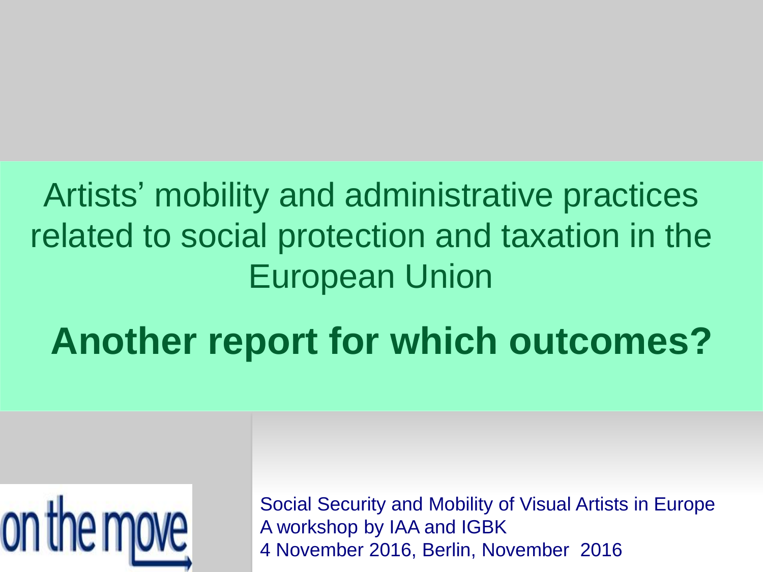# Artists' mobility and administrative practices related to social protection and taxation in the European Union

## Another report for which outcomes?

on the move

Social Security and Mobility of Visual Artists in Europe
A workshop by IAA and IGBK
4 November 2016, Berlin, November 2016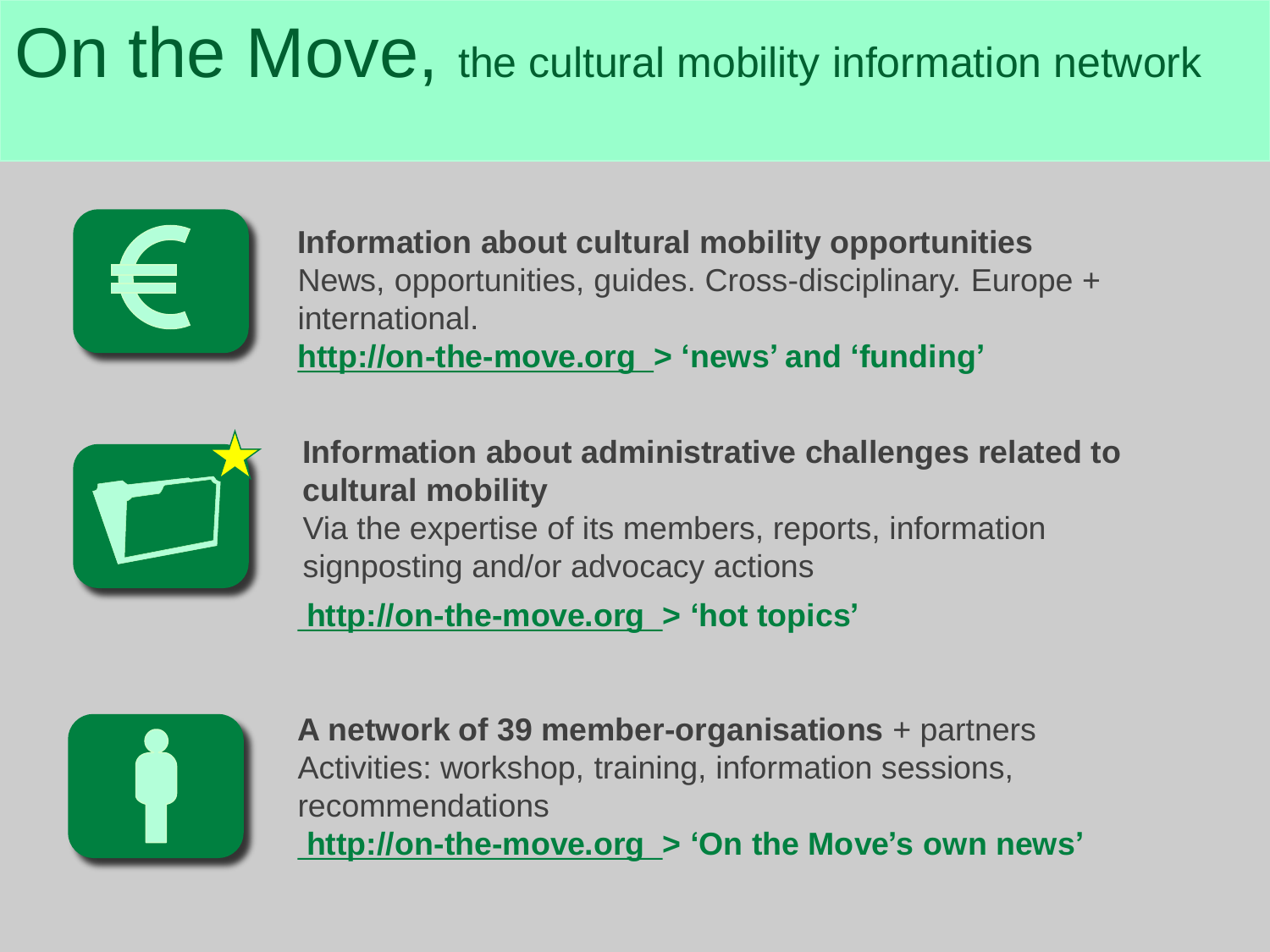# On the Move, the cultural mobility information network

**Information about cultural mobility opportunities**
News, opportunities, guides. Cross-disciplinary. Europe + international.
**http://on-the-move.org > 'news' and 'funding'**

**Information about administrative challenges related to cultural mobility**
Via the expertise of its members, reports, information signposting and/or advocacy actions
**http://on-the-move.org > 'hot topics'**

**A network of 39 member-organisations** + partners
Activities: workshop, training, information sessions, recommendations
**http://on-the-move.org > 'On the Move's own news'**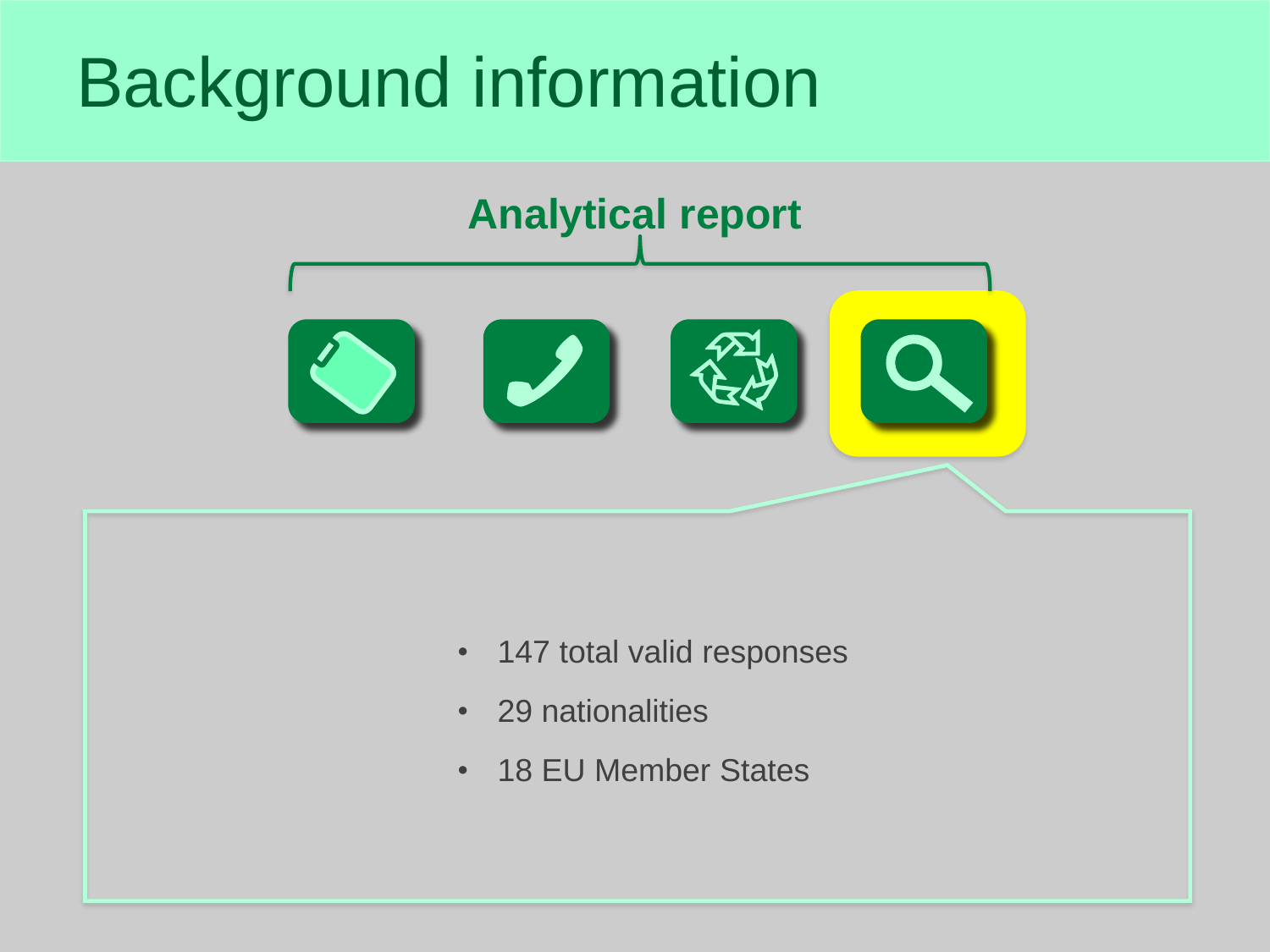# Background information

**Analytical report**

- 147 total valid responses
- 29 nationalities
- 18 EU Member States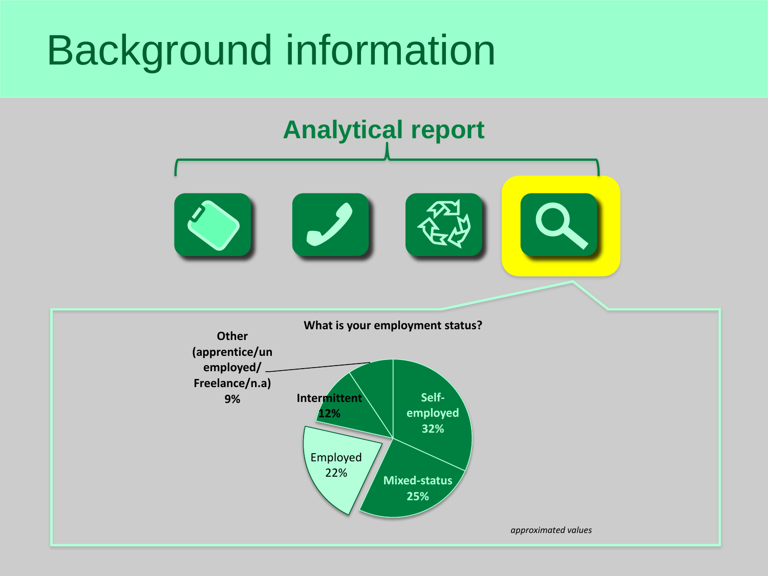# Background information

## Analytical report

**What is your employment status?**

- Self-employed 32%
- Mixed-status 25%
- Employed 22%
- Intermittent 12%
- Other (apprentice/unemployed/Freelance/n.a) 9%

*approximated values*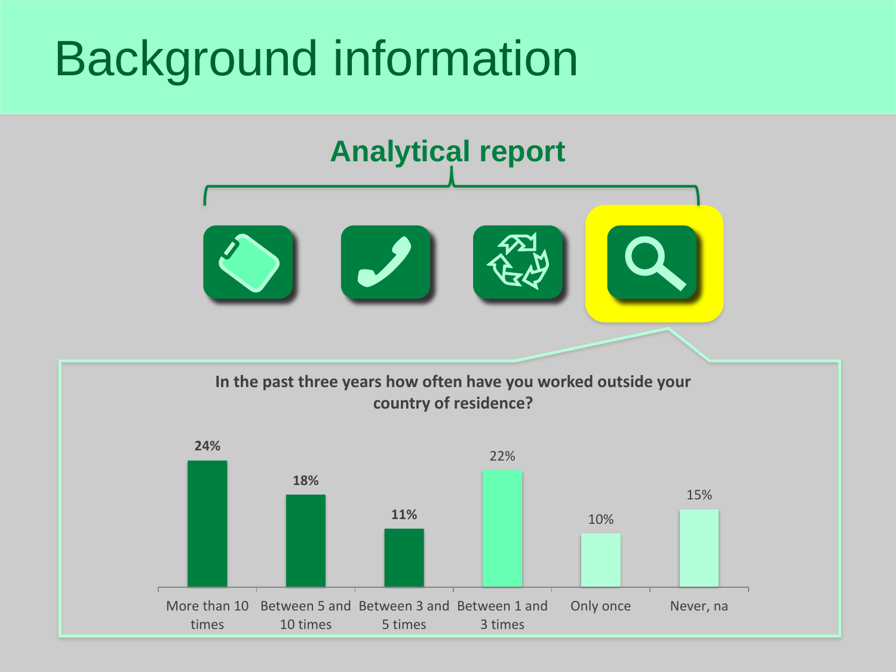# Background information

## Analytical report

**In the past three years how often have you worked outside your country of residence?**

| Response | Percentage |
|---|---|
| More than 10 times | 24% |
| Between 5 and 10 times | 18% |
| Between 3 and 5 times | 11% |
| Between 1 and 3 times | 22% |
| Only once | 10% |
| Never, na | 15% |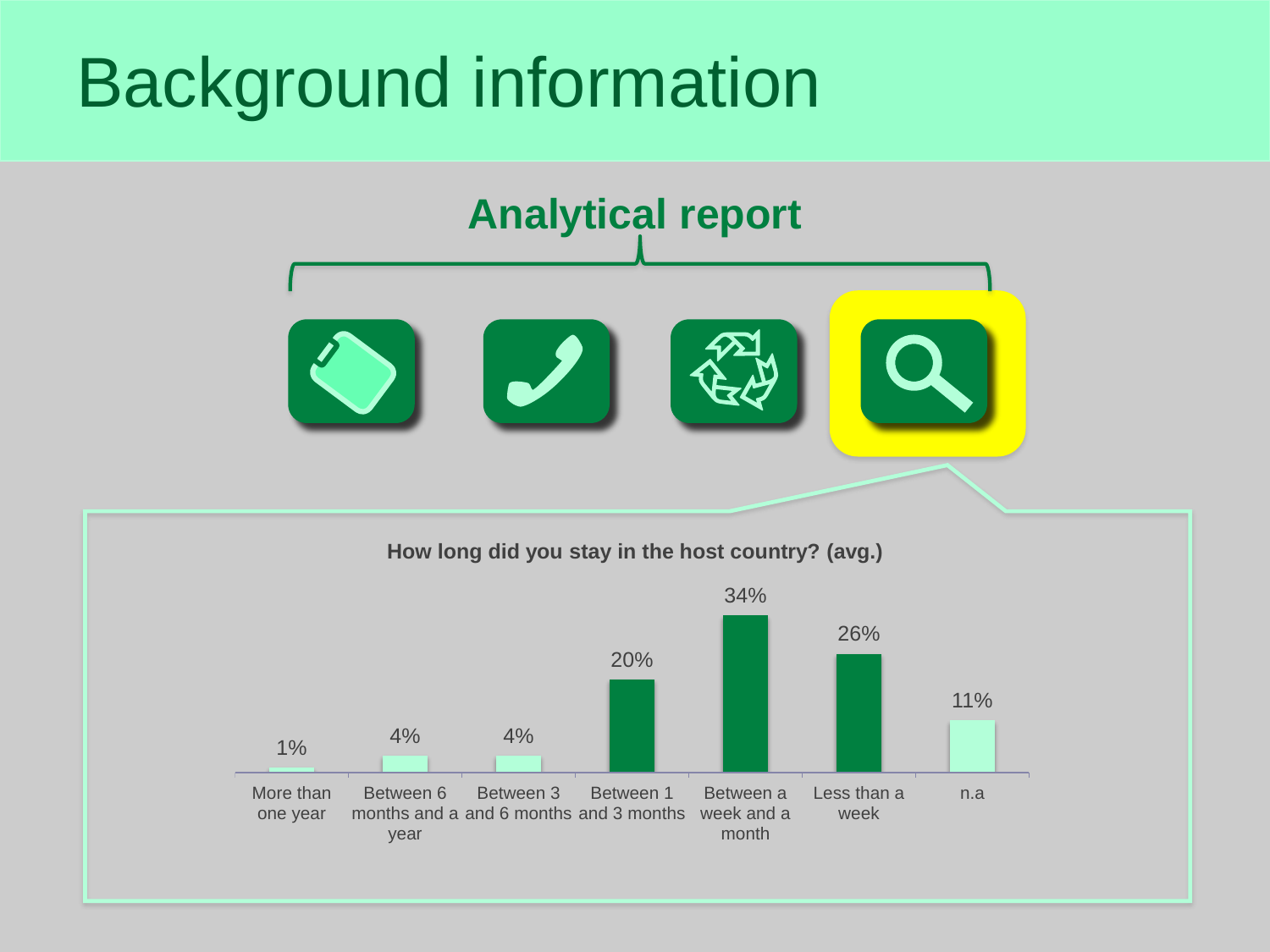# Background information

## Analytical report

**How long did you stay in the host country? (avg.)**

| More than one year | Between 6 months and a year | Between 3 and 6 months | Between 1 and 3 months | Between a week and a month | Less than a week | n.a |
|---|---|---|---|---|---|---|
| 1% | 4% | 4% | 20% | 34% | 26% | 11% |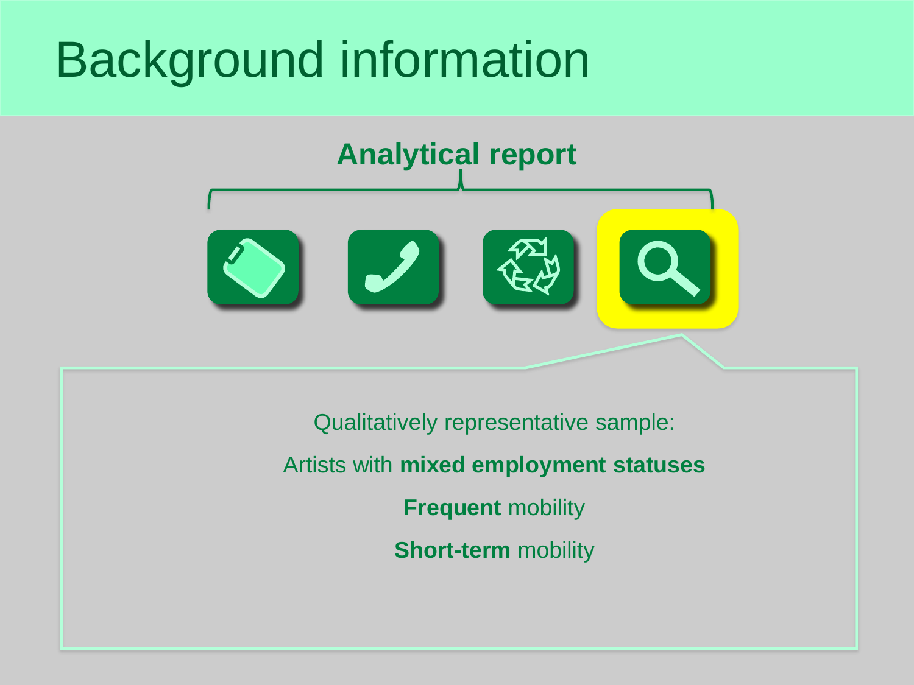# Background information

**Analytical report**

Qualitatively representative sample:

Artists with **mixed employment statuses**

**Frequent** mobility

**Short-term** mobility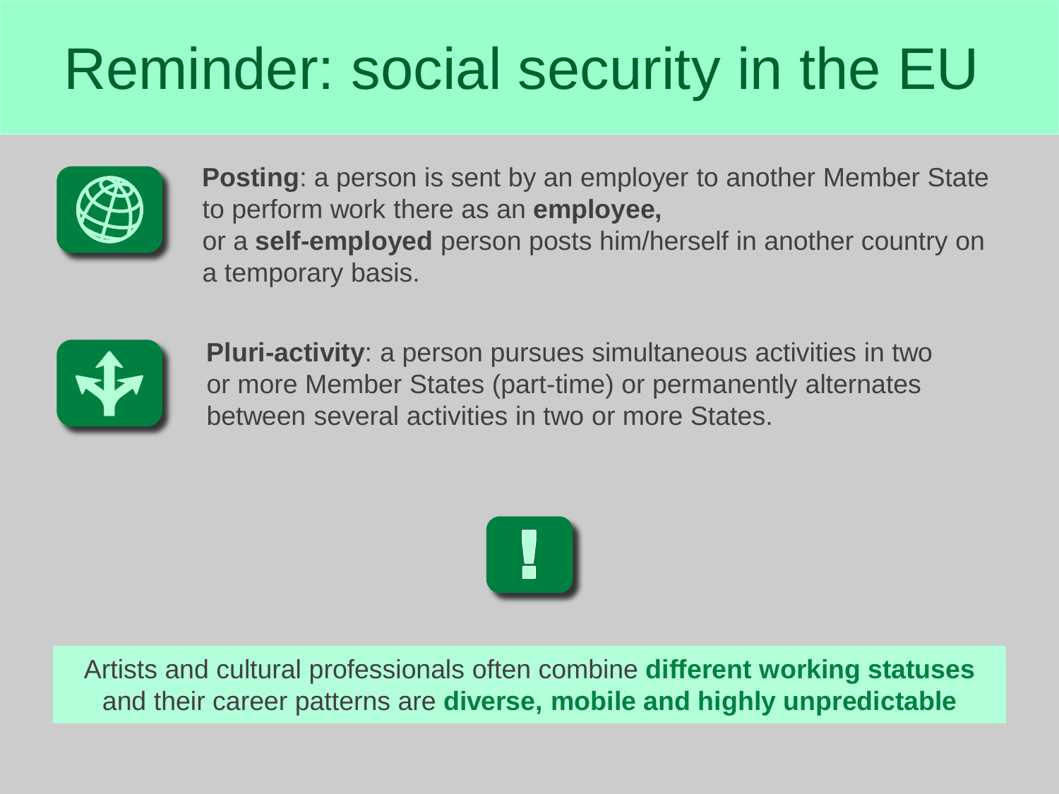# Reminder: social security in the EU

**Posting**: a person is sent by an employer to another Member State to perform work there as an **employee,**
or a **self-employed** person posts him/herself in another country on a temporary basis.

**Pluri-activity**: a person pursues simultaneous activities in two or more Member States (part-time) or permanently alternates between several activities in two or more States.

!

Artists and cultural professionals often combine **different working statuses** and their career patterns are **diverse, mobile and highly unpredictable**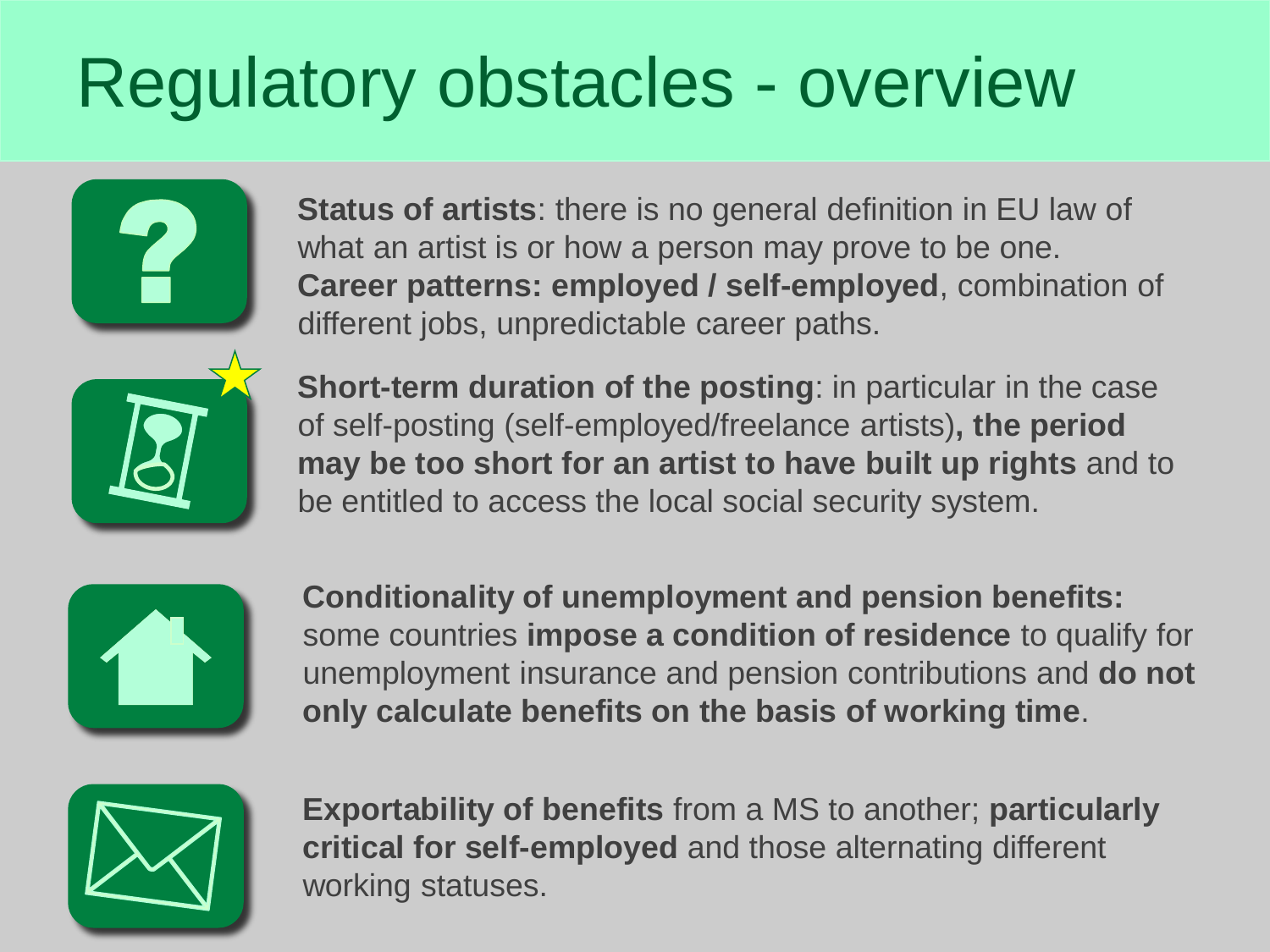# Regulatory obstacles - overview

**Status of artists**: there is no general definition in EU law of what an artist is or how a person may prove to be one. **Career patterns: employed / self-employed**, combination of different jobs, unpredictable career paths.

**Short-term duration of the posting**: in particular in the case of self-posting (self-employed/freelance artists)**, the period may be too short for an artist to have built up rights** and to be entitled to access the local social security system.

**Conditionality of unemployment and pension benefits:** some countries **impose a condition of residence** to qualify for unemployment insurance and pension contributions and **do not only calculate benefits on the basis of working time**.

**Exportability of benefits** from a MS to another; **particularly critical for self-employed** and those alternating different working statuses.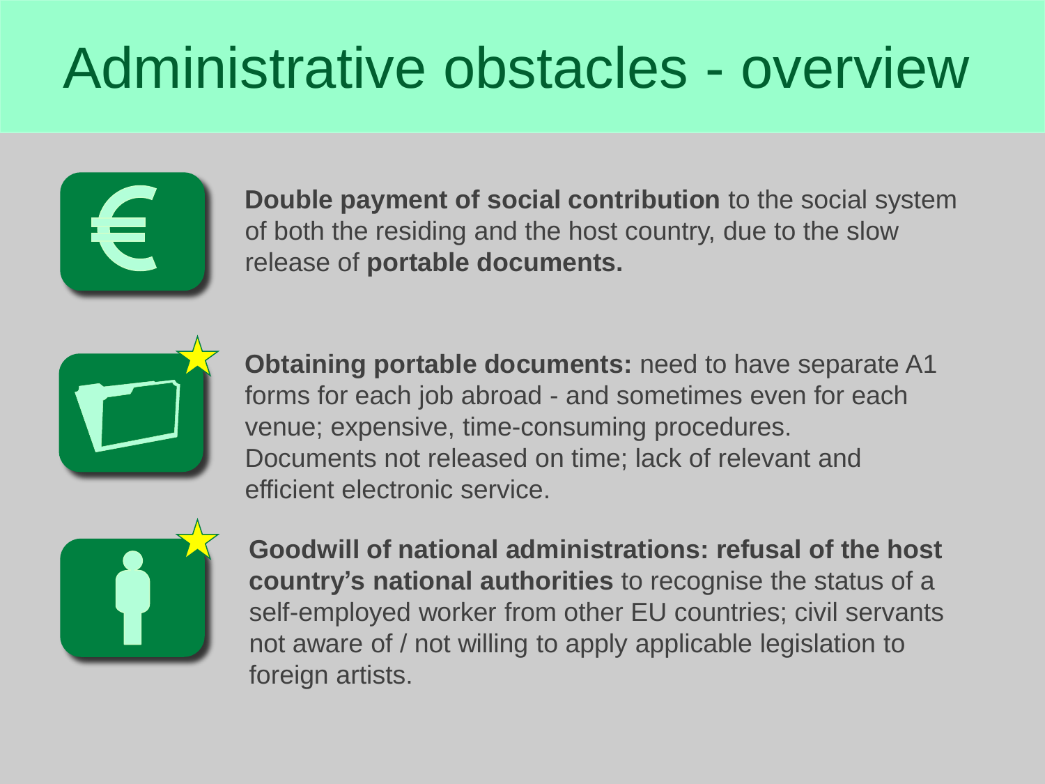# Administrative obstacles - overview

**Double payment of social contribution** to the social system of both the residing and the host country, due to the slow release of **portable documents.**

**Obtaining portable documents:** need to have separate A1 forms for each job abroad - and sometimes even for each venue; expensive, time-consuming procedures. Documents not released on time; lack of relevant and efficient electronic service.

**Goodwill of national administrations: refusal of the host country's national authorities** to recognise the status of a self-employed worker from other EU countries; civil servants not aware of / not willing to apply applicable legislation to foreign artists.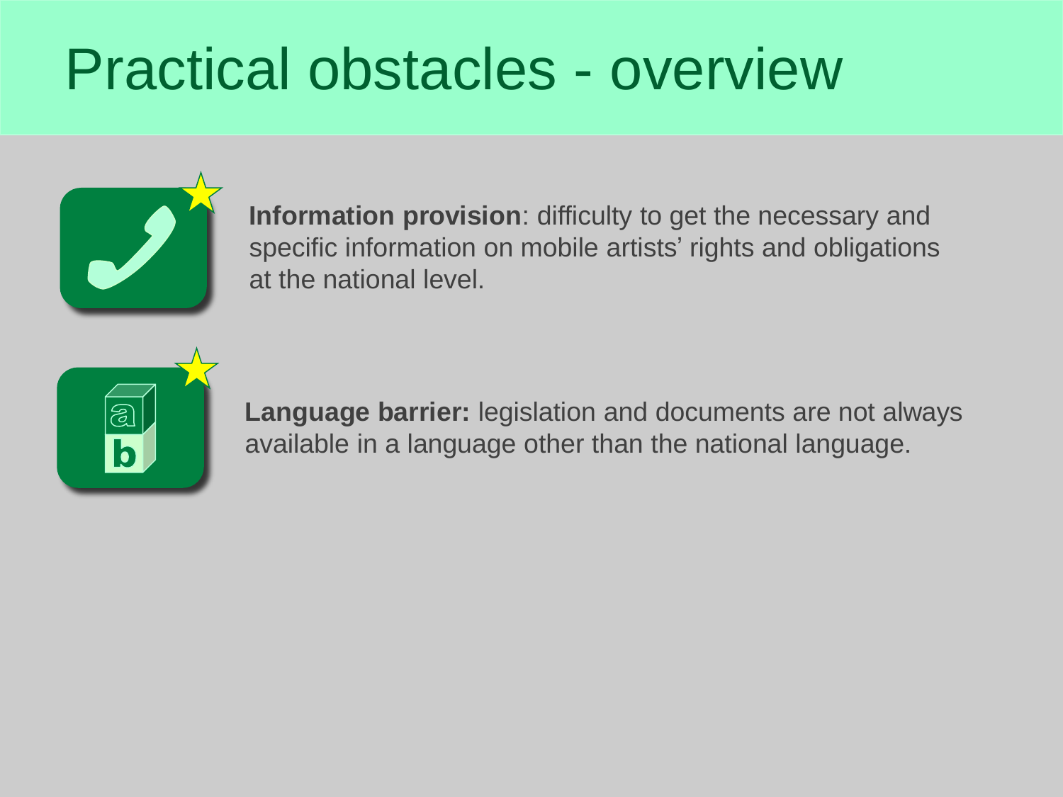# Practical obstacles - overview

**Information provision**: difficulty to get the necessary and specific information on mobile artists' rights and obligations at the national level.

**Language barrier:** legislation and documents are not always available in a language other than the national language.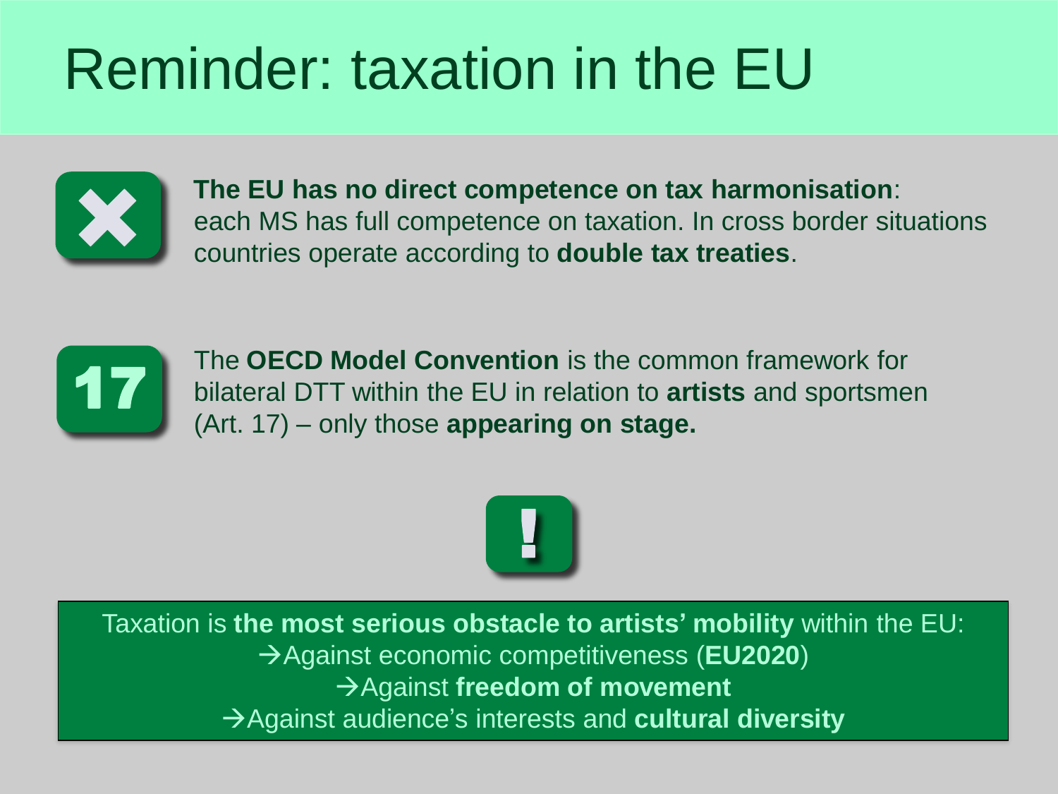# Reminder: taxation in the EU

**The EU has no direct competence on tax harmonisation**: each MS has full competence on taxation. In cross border situations countries operate according to **double tax treaties**.

The **OECD Model Convention** is the common framework for bilateral DTT within the EU in relation to **artists** and sportsmen (Art. 17) – only those **appearing on stage.**

Taxation is **the most serious obstacle to artists' mobility** within the EU:

→Against economic competitiveness (**EU2020**)

→Against **freedom of movement**

→Against audience's interests and **cultural diversity**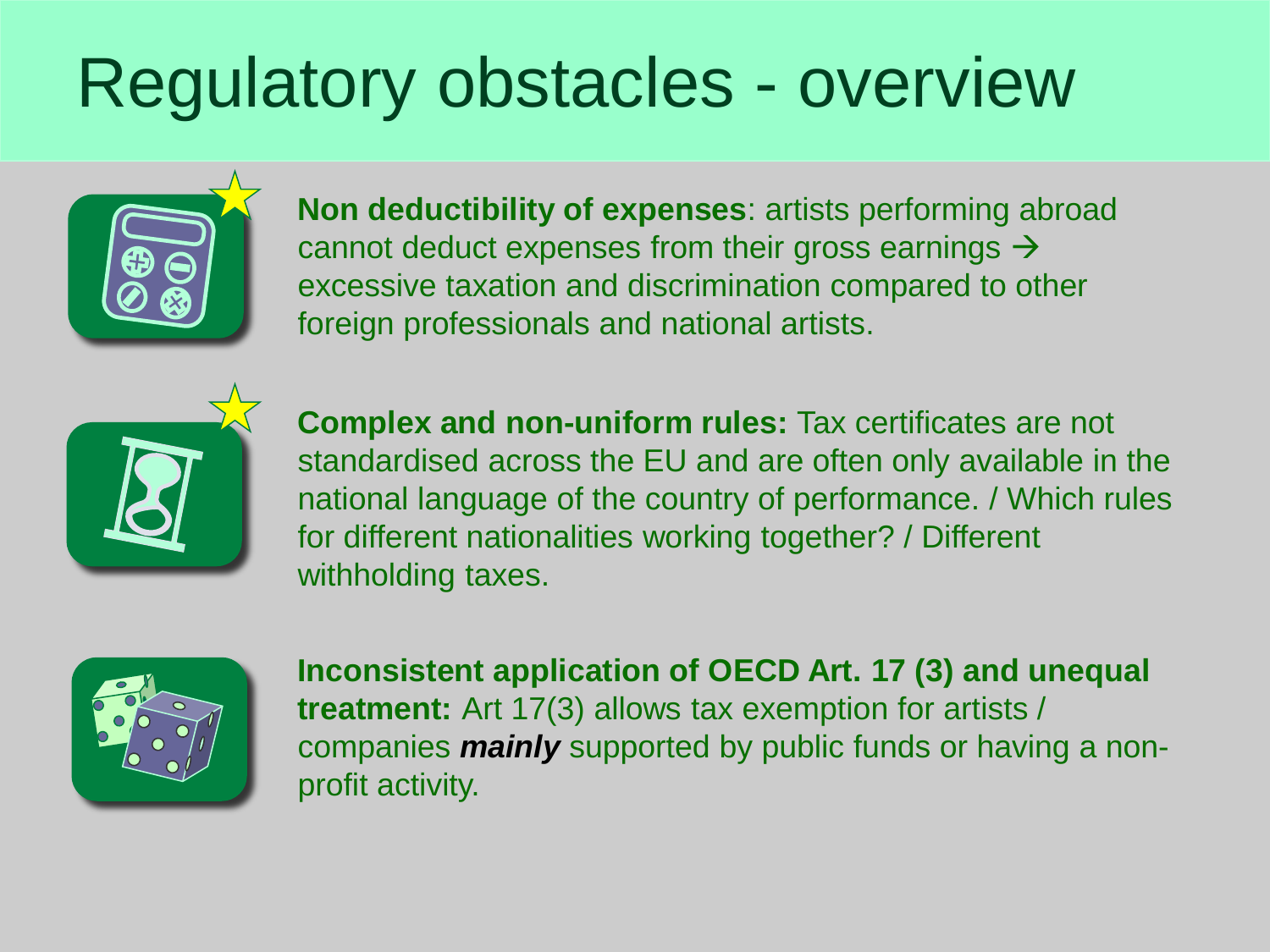# Regulatory obstacles - overview

**Non deductibility of expenses**: artists performing abroad cannot deduct expenses from their gross earnings → excessive taxation and discrimination compared to other foreign professionals and national artists.

**Complex and non-uniform rules:** Tax certificates are not standardised across the EU and are often only available in the national language of the country of performance. / Which rules for different nationalities working together? / Different withholding taxes.

**Inconsistent application of OECD Art. 17 (3) and unequal treatment:** Art 17(3) allows tax exemption for artists / companies ***mainly*** supported by public funds or having a non-profit activity.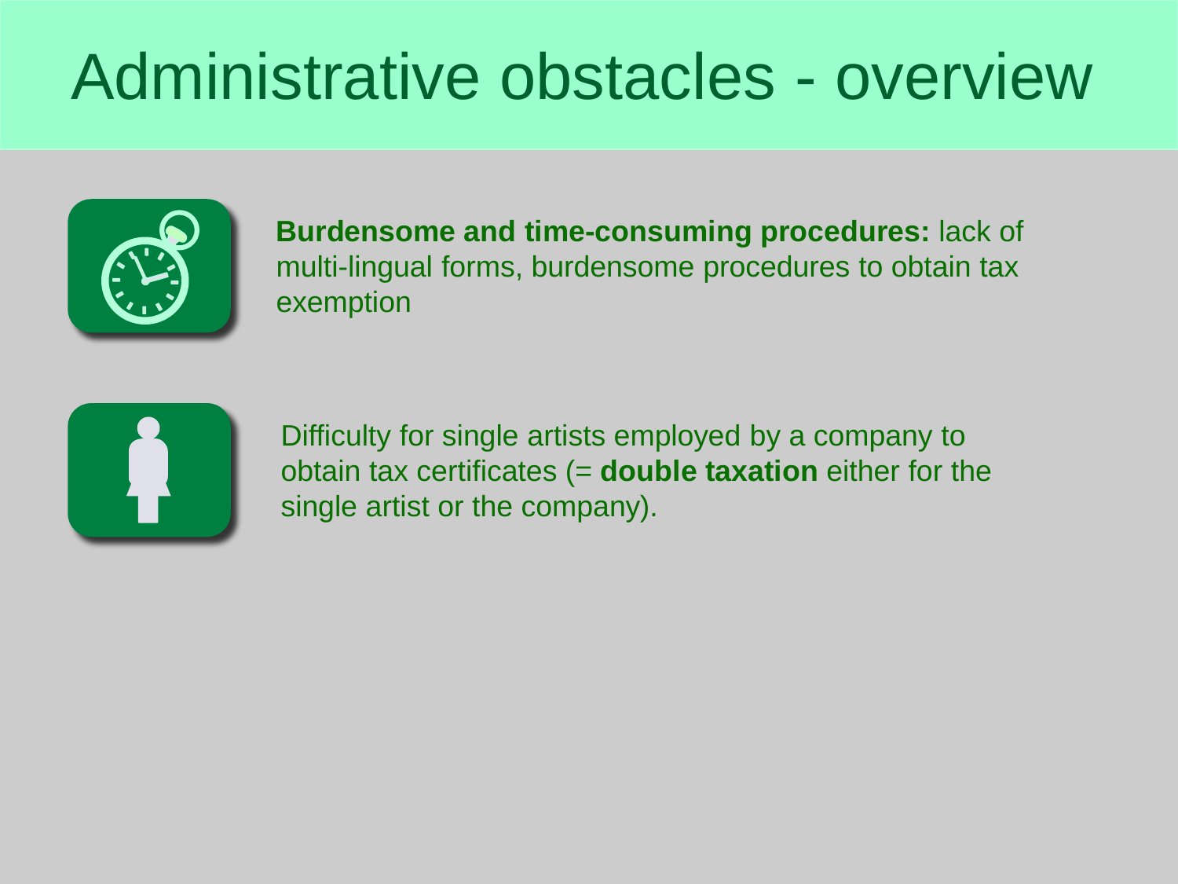# Administrative obstacles - overview

- **Burdensome and time-consuming procedures:** lack of multi-lingual forms, burdensome procedures to obtain tax exemption

- Difficulty for single artists employed by a company to obtain tax certificates (= **double taxation** either for the single artist or the company).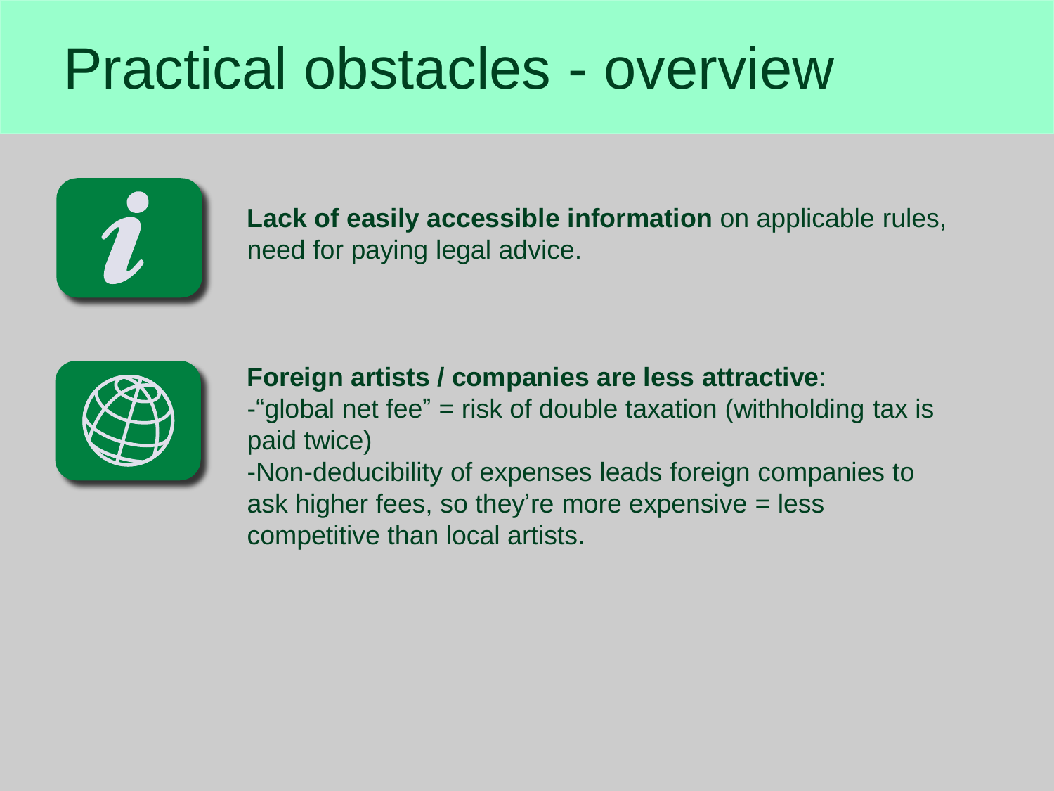# Practical obstacles - overview

**Lack of easily accessible information** on applicable rules, need for paying legal advice.

**Foreign artists / companies are less attractive**:
-"global net fee" = risk of double taxation (withholding tax is paid twice)
-Non-deducibility of expenses leads foreign companies to ask higher fees, so they're more expensive = less competitive than local artists.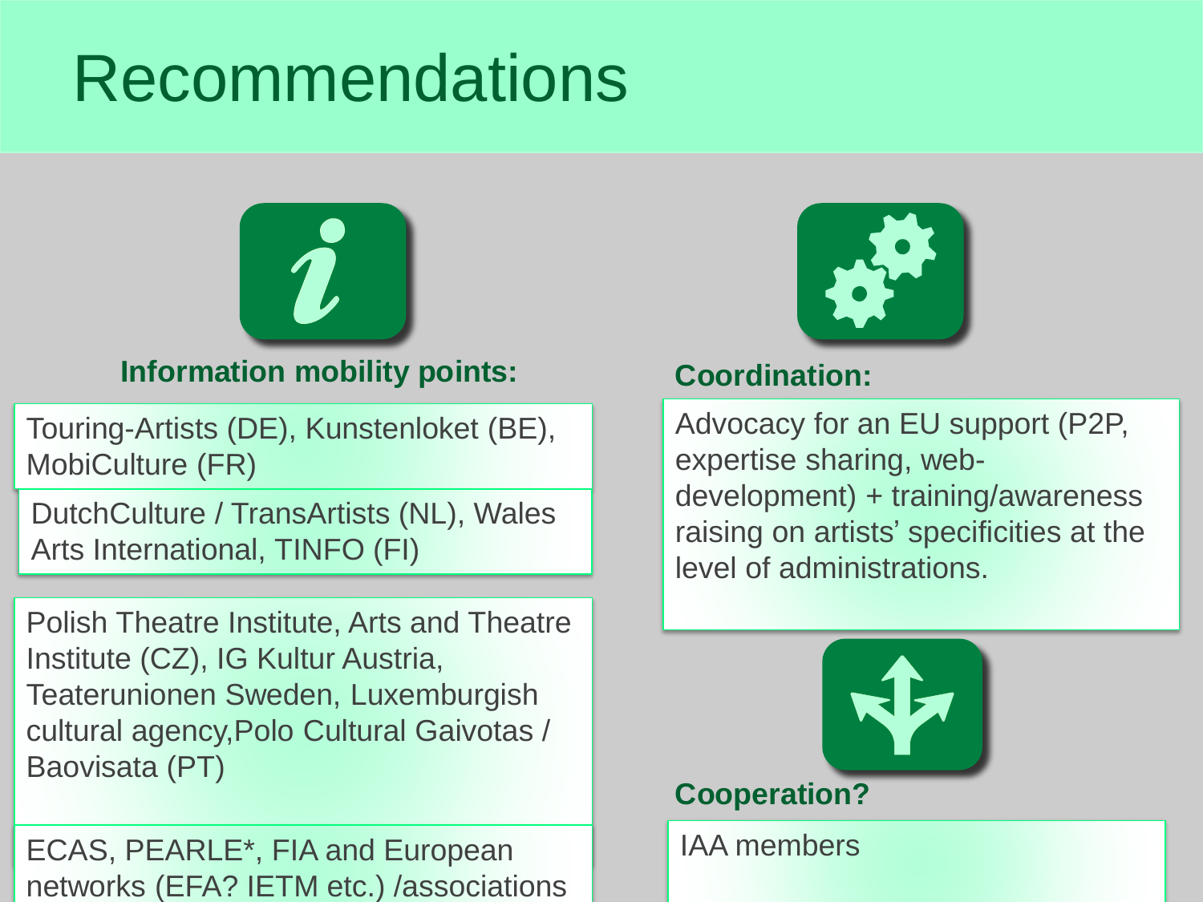# Recommendations

**Information mobility points:**

Touring-Artists (DE), Kunstenloket (BE), MobiCulture (FR)

DutchCulture / TransArtists (NL), Wales Arts International, TINFO (FI)

Polish Theatre Institute, Arts and Theatre Institute (CZ), IG Kultur Austria, Teaterunionen Sweden, Luxemburgish cultural agency,Polo Cultural Gaivotas / Baovisata (PT)

ECAS, PEARLE*, FIA and European networks (EFA? IETM etc.) /associations

**Coordination:**

Advocacy for an EU support (P2P, expertise sharing, web-development) + training/awareness raising on artists' specificities at the level of administrations.

**Cooperation?**

IAA members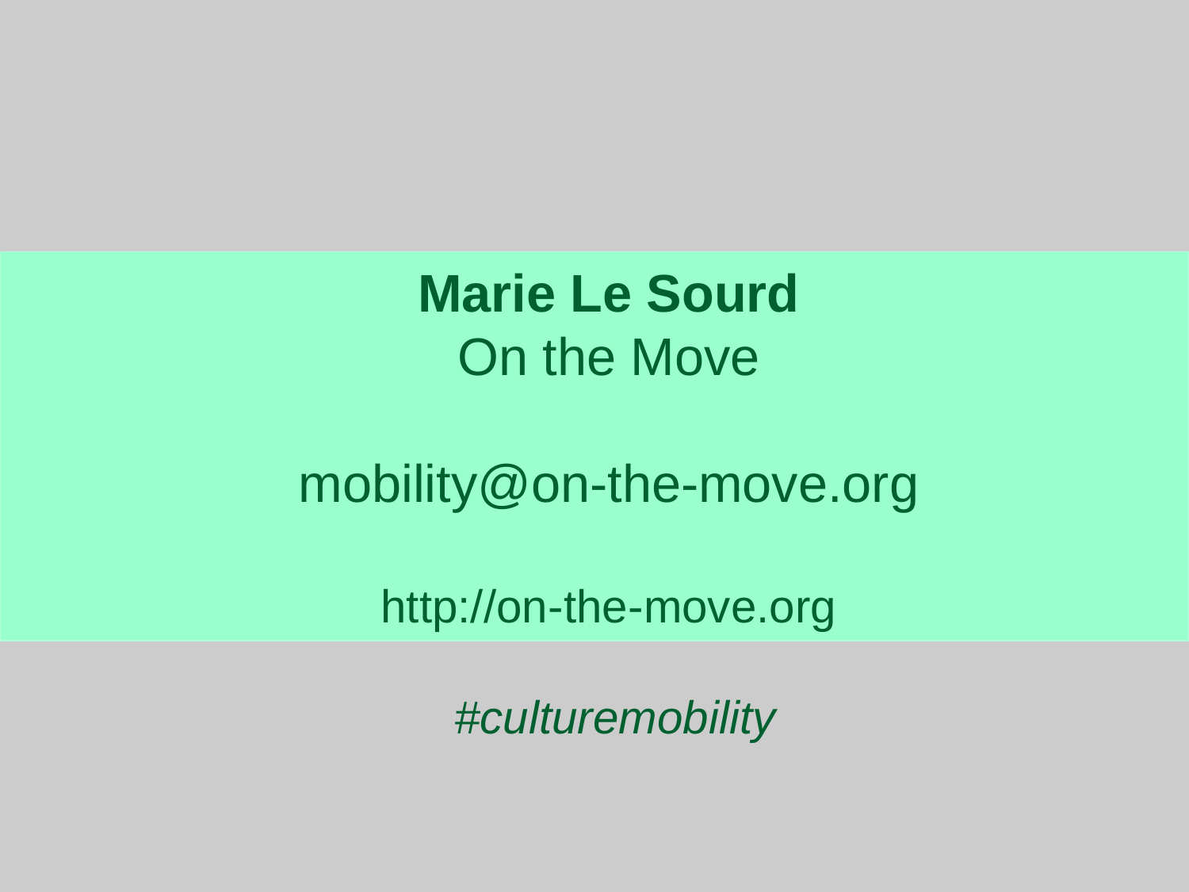**Marie Le Sourd**

On the Move

mobility@on-the-move.org

http://on-the-move.org

*#culturemobility*